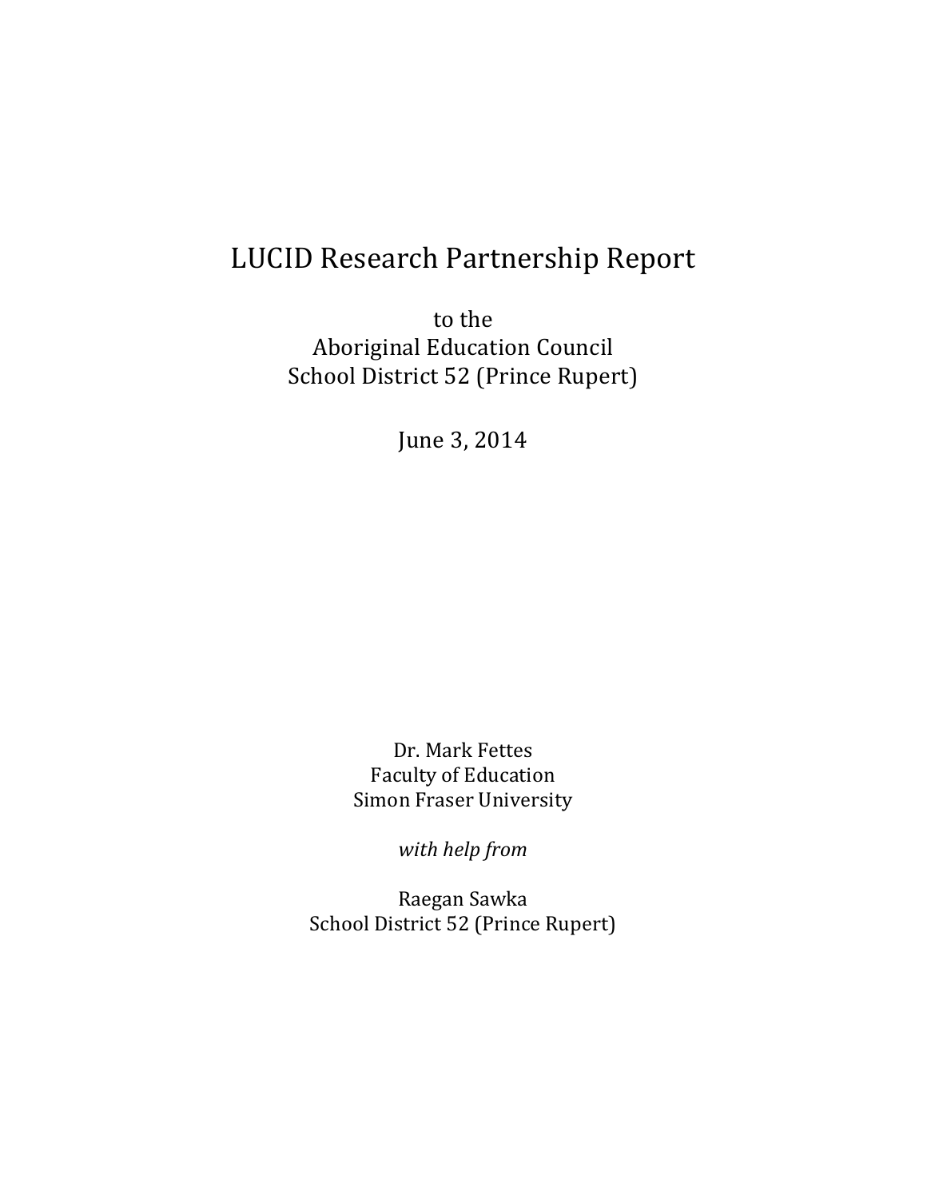# LUCID Research Partnership Report

to the
Aboriginal Education Council
School District 52 (Prince Rupert)

June 3, 2014

Dr. Mark Fettes
Faculty of Education
Simon Fraser University

*with help from*

Raegan Sawka
School District 52 (Prince Rupert)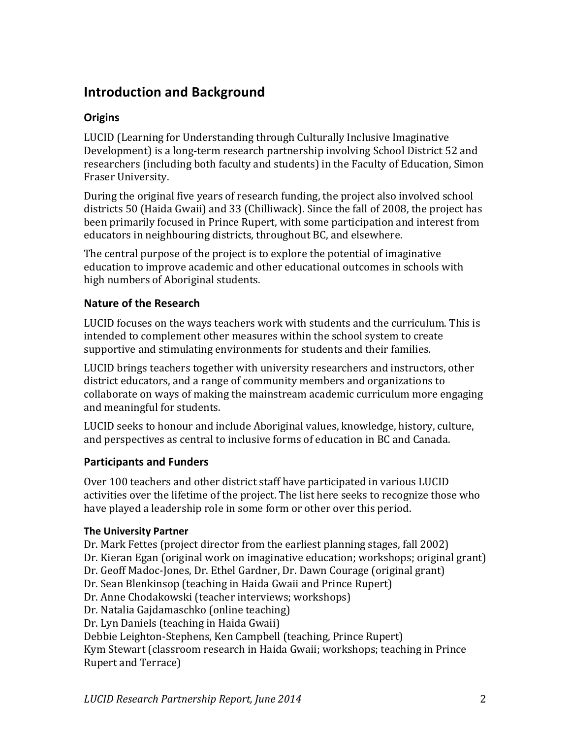## Introduction and Background

### Origins

LUCID (Learning for Understanding through Culturally Inclusive Imaginative Development) is a long-term research partnership involving School District 52 and researchers (including both faculty and students) in the Faculty of Education, Simon Fraser University.

During the original five years of research funding, the project also involved school districts 50 (Haida Gwaii) and 33 (Chilliwack). Since the fall of 2008, the project has been primarily focused in Prince Rupert, with some participation and interest from educators in neighbouring districts, throughout BC, and elsewhere.

The central purpose of the project is to explore the potential of imaginative education to improve academic and other educational outcomes in schools with high numbers of Aboriginal students.

### Nature of the Research

LUCID focuses on the ways teachers work with students and the curriculum. This is intended to complement other measures within the school system to create supportive and stimulating environments for students and their families.

LUCID brings teachers together with university researchers and instructors, other district educators, and a range of community members and organizations to collaborate on ways of making the mainstream academic curriculum more engaging and meaningful for students.

LUCID seeks to honour and include Aboriginal values, knowledge, history, culture, and perspectives as central to inclusive forms of education in BC and Canada.

### Participants and Funders

Over 100 teachers and other district staff have participated in various LUCID activities over the lifetime of the project. The list here seeks to recognize those who have played a leadership role in some form or other over this period.

#### The University Partner

Dr. Mark Fettes (project director from the earliest planning stages, fall 2002)
Dr. Kieran Egan (original work on imaginative education; workshops; original grant)
Dr. Geoff Madoc-Jones, Dr. Ethel Gardner, Dr. Dawn Courage (original grant)
Dr. Sean Blenkinsop (teaching in Haida Gwaii and Prince Rupert)
Dr. Anne Chodakowski (teacher interviews; workshops)
Dr. Natalia Gajdamaschko (online teaching)
Dr. Lyn Daniels (teaching in Haida Gwaii)
Debbie Leighton-Stephens, Ken Campbell (teaching, Prince Rupert)
Kym Stewart (classroom research in Haida Gwaii; workshops; teaching in Prince Rupert and Terrace)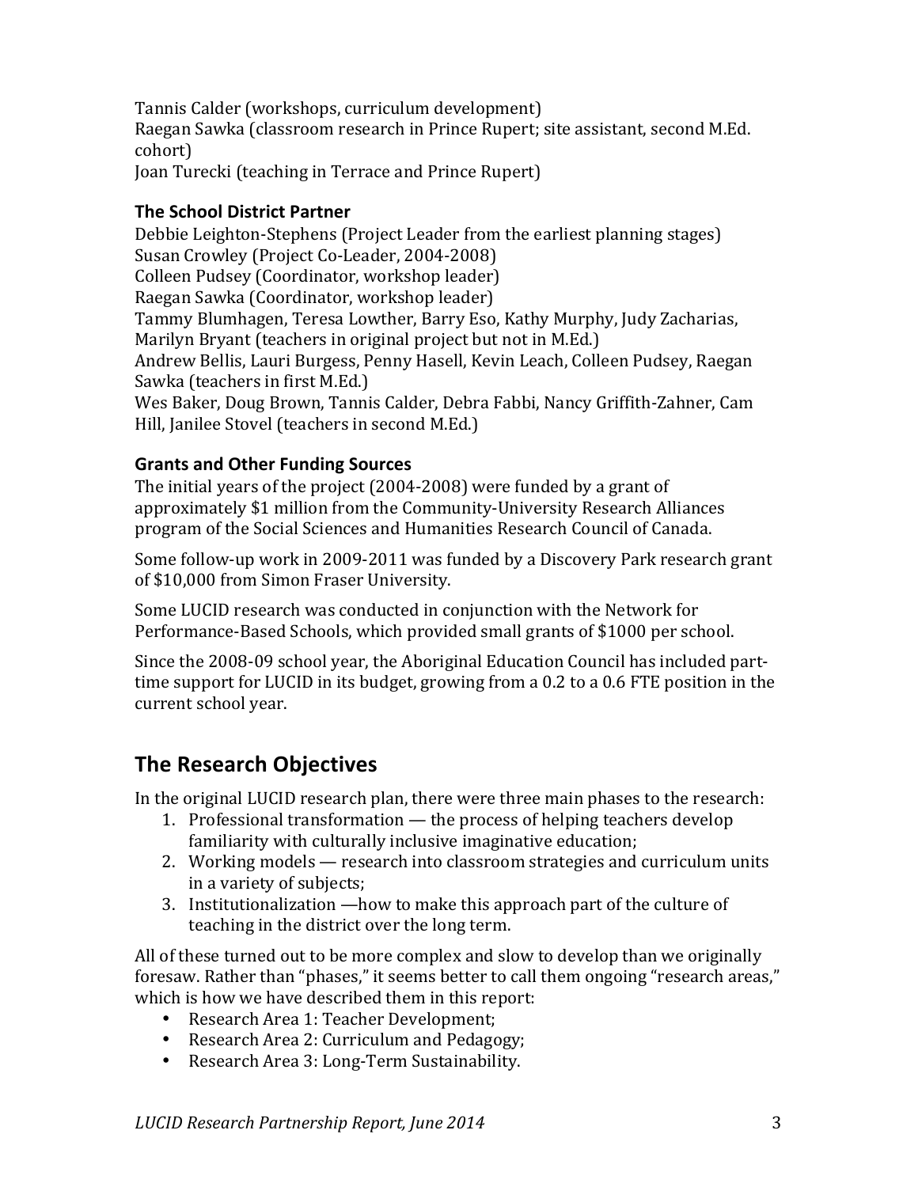Tannis Calder (workshops, curriculum development)
Raegan Sawka (classroom research in Prince Rupert; site assistant, second M.Ed. cohort)
Joan Turecki (teaching in Terrace and Prince Rupert)

### The School District Partner

Debbie Leighton-Stephens (Project Leader from the earliest planning stages)
Susan Crowley (Project Co-Leader, 2004-2008)
Colleen Pudsey (Coordinator, workshop leader)
Raegan Sawka (Coordinator, workshop leader)
Tammy Blumhagen, Teresa Lowther, Barry Eso, Kathy Murphy, Judy Zacharias, Marilyn Bryant (teachers in original project but not in M.Ed.)
Andrew Bellis, Lauri Burgess, Penny Hasell, Kevin Leach, Colleen Pudsey, Raegan Sawka (teachers in first M.Ed.)
Wes Baker, Doug Brown, Tannis Calder, Debra Fabbi, Nancy Griffith-Zahner, Cam Hill, Janilee Stovel (teachers in second M.Ed.)

### Grants and Other Funding Sources

The initial years of the project (2004-2008) were funded by a grant of approximately $1 million from the Community-University Research Alliances program of the Social Sciences and Humanities Research Council of Canada.

Some follow-up work in 2009-2011 was funded by a Discovery Park research grant of $10,000 from Simon Fraser University.

Some LUCID research was conducted in conjunction with the Network for Performance-Based Schools, which provided small grants of $1000 per school.

Since the 2008-09 school year, the Aboriginal Education Council has included part-time support for LUCID in its budget, growing from a 0.2 to a 0.6 FTE position in the current school year.

## The Research Objectives

In the original LUCID research plan, there were three main phases to the research:

1. Professional transformation — the process of helping teachers develop familiarity with culturally inclusive imaginative education;
2. Working models — research into classroom strategies and curriculum units in a variety of subjects;
3. Institutionalization —how to make this approach part of the culture of teaching in the district over the long term.

All of these turned out to be more complex and slow to develop than we originally foresaw. Rather than "phases," it seems better to call them ongoing "research areas," which is how we have described them in this report:

- Research Area 1: Teacher Development;
- Research Area 2: Curriculum and Pedagogy;
- Research Area 3: Long-Term Sustainability.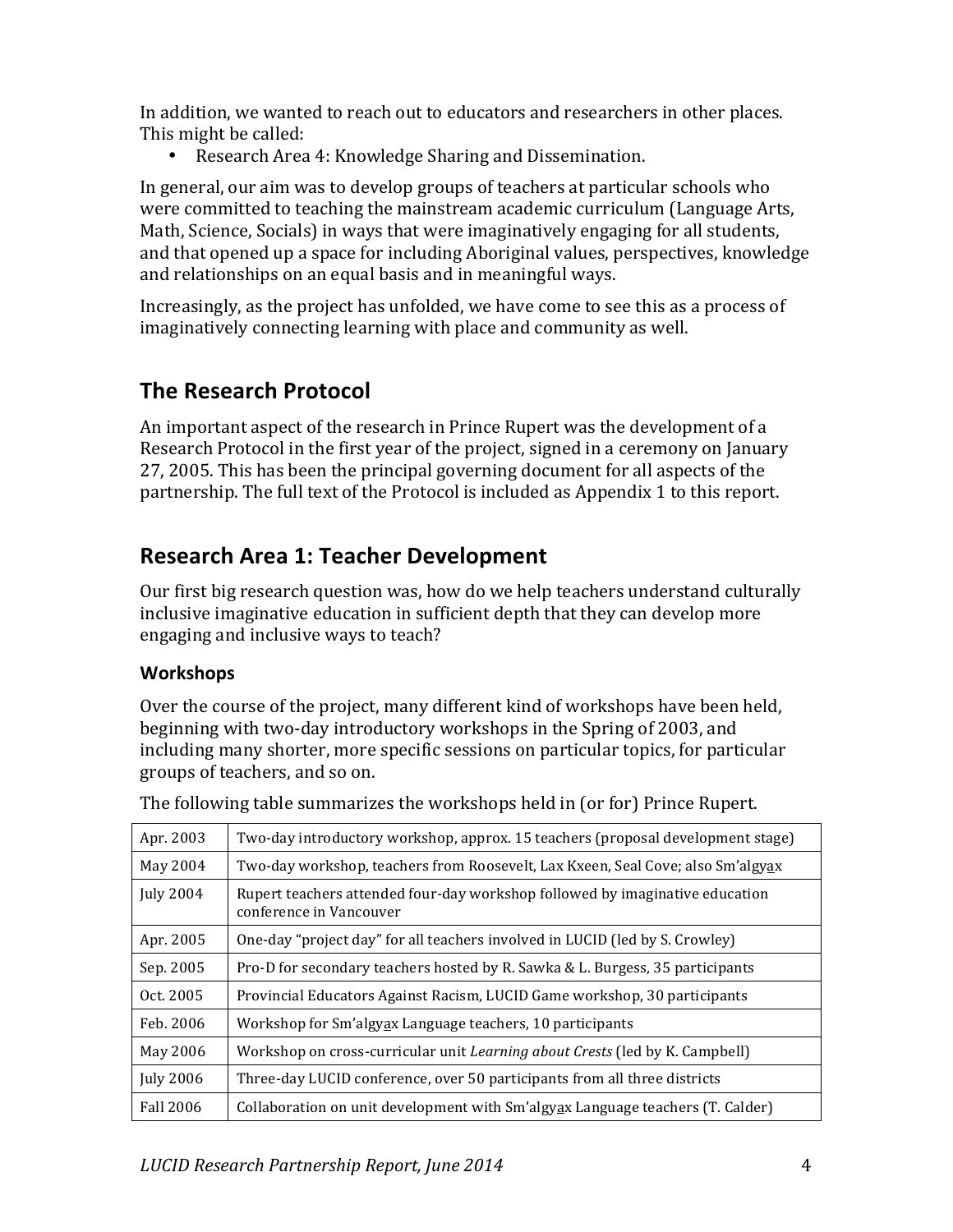In addition, we wanted to reach out to educators and researchers in other places. This might be called:

- Research Area 4: Knowledge Sharing and Dissemination.

In general, our aim was to develop groups of teachers at particular schools who were committed to teaching the mainstream academic curriculum (Language Arts, Math, Science, Socials) in ways that were imaginatively engaging for all students, and that opened up a space for including Aboriginal values, perspectives, knowledge and relationships on an equal basis and in meaningful ways.

Increasingly, as the project has unfolded, we have come to see this as a process of imaginatively connecting learning with place and community as well.

## The Research Protocol

An important aspect of the research in Prince Rupert was the development of a Research Protocol in the first year of the project, signed in a ceremony on January 27, 2005. This has been the principal governing document for all aspects of the partnership. The full text of the Protocol is included as Appendix 1 to this report.

## Research Area 1: Teacher Development

Our first big research question was, how do we help teachers understand culturally inclusive imaginative education in sufficient depth that they can develop more engaging and inclusive ways to teach?

### Workshops

Over the course of the project, many different kind of workshops have been held, beginning with two-day introductory workshops in the Spring of 2003, and including many shorter, more specific sessions on particular topics, for particular groups of teachers, and so on.

The following table summarizes the workshops held in (or for) Prince Rupert.

| | |
|---|---|
| Apr. 2003 | Two-day introductory workshop, approx. 15 teachers (proposal development stage) |
| May 2004 | Two-day workshop, teachers from Roosevelt, Lax Kxeen, Seal Cove; also Sm'algyax |
| July 2004 | Rupert teachers attended four-day workshop followed by imaginative education conference in Vancouver |
| Apr. 2005 | One-day "project day" for all teachers involved in LUCID (led by S. Crowley) |
| Sep. 2005 | Pro-D for secondary teachers hosted by R. Sawka & L. Burgess, 35 participants |
| Oct. 2005 | Provincial Educators Against Racism, LUCID Game workshop, 30 participants |
| Feb. 2006 | Workshop for Sm'algyax Language teachers, 10 participants |
| May 2006 | Workshop on cross-curricular unit *Learning about Crests* (led by K. Campbell) |
| July 2006 | Three-day LUCID conference, over 50 participants from all three districts |
| Fall 2006 | Collaboration on unit development with Sm'algyax Language teachers (T. Calder) |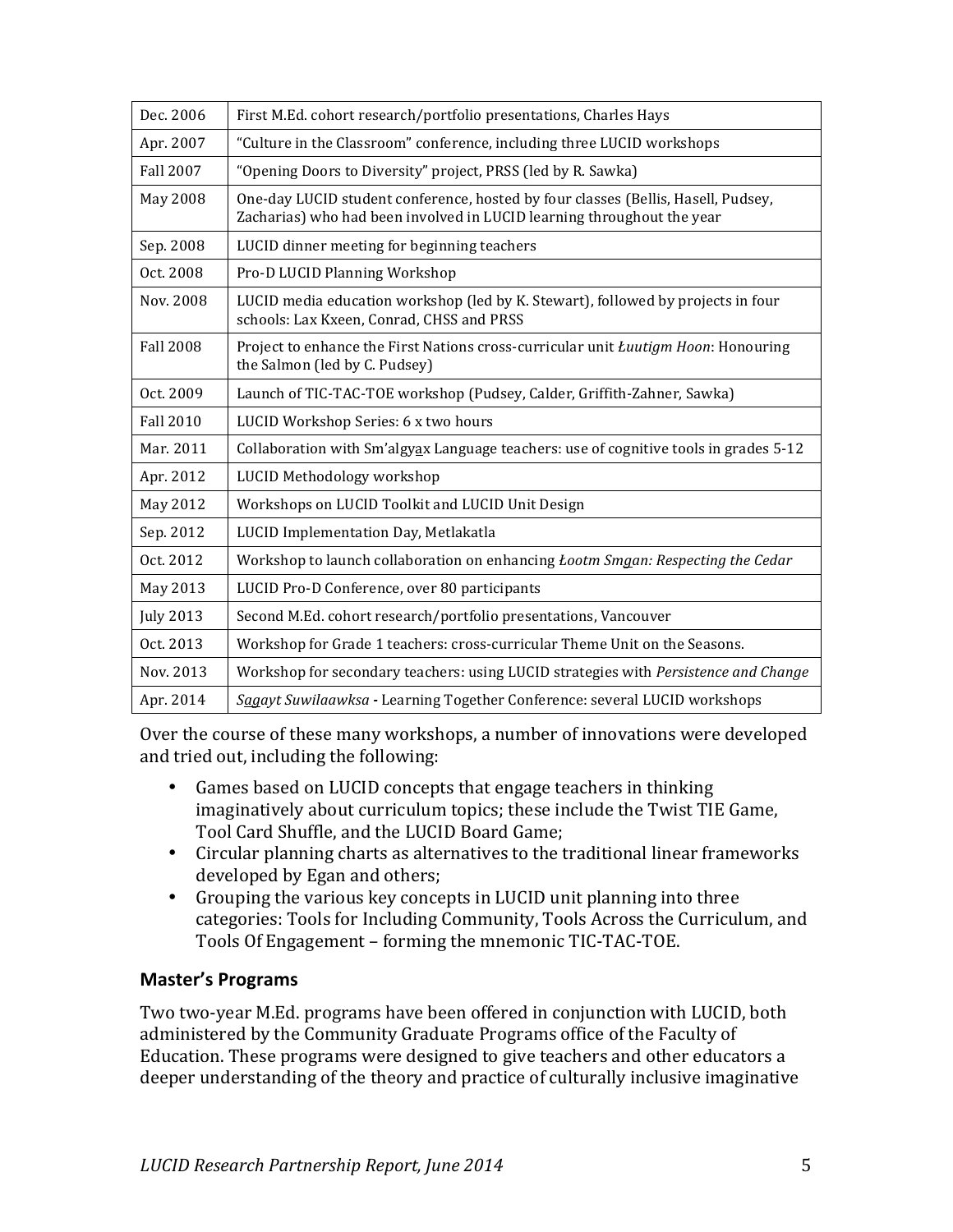| Dec. 2006 | First M.Ed. cohort research/portfolio presentations, Charles Hays |
|---|---|
| Apr. 2007 | "Culture in the Classroom" conference, including three LUCID workshops |
| Fall 2007 | "Opening Doors to Diversity" project, PRSS (led by R. Sawka) |
| May 2008 | One-day LUCID student conference, hosted by four classes (Bellis, Hasell, Pudsey, Zacharias) who had been involved in LUCID learning throughout the year |
| Sep. 2008 | LUCID dinner meeting for beginning teachers |
| Oct. 2008 | Pro-D LUCID Planning Workshop |
| Nov. 2008 | LUCID media education workshop (led by K. Stewart), followed by projects in four schools: Lax Kxeen, Conrad, CHSS and PRSS |
| Fall 2008 | Project to enhance the First Nations cross-curricular unit *Łuutigm Hoon*: Honouring the Salmon (led by C. Pudsey) |
| Oct. 2009 | Launch of TIC-TAC-TOE workshop (Pudsey, Calder, Griffith-Zahner, Sawka) |
| Fall 2010 | LUCID Workshop Series: 6 x two hours |
| Mar. 2011 | Collaboration with Sm'algya̱x Language teachers: use of cognitive tools in grades 5-12 |
| Apr. 2012 | LUCID Methodology workshop |
| May 2012 | Workshops on LUCID Toolkit and LUCID Unit Design |
| Sep. 2012 | LUCID Implementation Day, Metlakatla |
| Oct. 2012 | Workshop to launch collaboration on enhancing *Łootm Smga̱n: Respecting the Cedar* |
| May 2013 | LUCID Pro-D Conference, over 80 participants |
| July 2013 | Second M.Ed. cohort research/portfolio presentations, Vancouver |
| Oct. 2013 | Workshop for Grade 1 teachers: cross-curricular Theme Unit on the Seasons. |
| Nov. 2013 | Workshop for secondary teachers: using LUCID strategies with *Persistence and Change* |
| Apr. 2014 | *Sa̱gayt Suwilaawksa* - Learning Together Conference: several LUCID workshops |

Over the course of these many workshops, a number of innovations were developed and tried out, including the following:

- Games based on LUCID concepts that engage teachers in thinking imaginatively about curriculum topics; these include the Twist TIE Game, Tool Card Shuffle, and the LUCID Board Game;
- Circular planning charts as alternatives to the traditional linear frameworks developed by Egan and others;
- Grouping the various key concepts in LUCID unit planning into three categories: Tools for Including Community, Tools Across the Curriculum, and Tools Of Engagement – forming the mnemonic TIC-TAC-TOE.

### Master's Programs

Two two-year M.Ed. programs have been offered in conjunction with LUCID, both administered by the Community Graduate Programs office of the Faculty of Education. These programs were designed to give teachers and other educators a deeper understanding of the theory and practice of culturally inclusive imaginative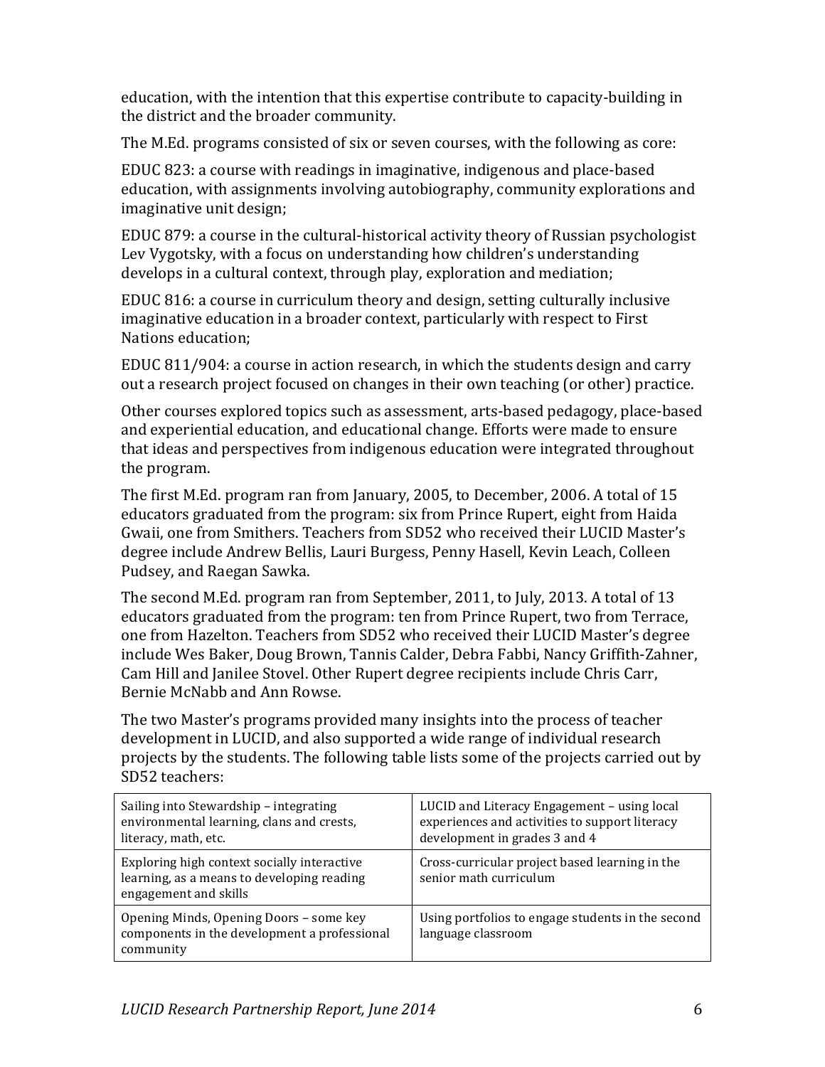education, with the intention that this expertise contribute to capacity-building in the district and the broader community.

The M.Ed. programs consisted of six or seven courses, with the following as core:

EDUC 823: a course with readings in imaginative, indigenous and place-based education, with assignments involving autobiography, community explorations and imaginative unit design;

EDUC 879: a course in the cultural-historical activity theory of Russian psychologist Lev Vygotsky, with a focus on understanding how children's understanding develops in a cultural context, through play, exploration and mediation;

EDUC 816: a course in curriculum theory and design, setting culturally inclusive imaginative education in a broader context, particularly with respect to First Nations education;

EDUC 811/904: a course in action research, in which the students design and carry out a research project focused on changes in their own teaching (or other) practice.

Other courses explored topics such as assessment, arts-based pedagogy, place-based and experiential education, and educational change. Efforts were made to ensure that ideas and perspectives from indigenous education were integrated throughout the program.

The first M.Ed. program ran from January, 2005, to December, 2006. A total of 15 educators graduated from the program: six from Prince Rupert, eight from Haida Gwaii, one from Smithers. Teachers from SD52 who received their LUCID Master's degree include Andrew Bellis, Lauri Burgess, Penny Hasell, Kevin Leach, Colleen Pudsey, and Raegan Sawka.

The second M.Ed. program ran from September, 2011, to July, 2013. A total of 13 educators graduated from the program: ten from Prince Rupert, two from Terrace, one from Hazelton. Teachers from SD52 who received their LUCID Master's degree include Wes Baker, Doug Brown, Tannis Calder, Debra Fabbi, Nancy Griffith-Zahner, Cam Hill and Janilee Stovel. Other Rupert degree recipients include Chris Carr, Bernie McNabb and Ann Rowse.

The two Master's programs provided many insights into the process of teacher development in LUCID, and also supported a wide range of individual research projects by the students. The following table lists some of the projects carried out by SD52 teachers:

| | |
|---|---|
| Sailing into Stewardship – integrating environmental learning, clans and crests, literacy, math, etc. | LUCID and Literacy Engagement – using local experiences and activities to support literacy development in grades 3 and 4 |
| Exploring high context socially interactive learning, as a means to developing reading engagement and skills | Cross-curricular project based learning in the senior math curriculum |
| Opening Minds, Opening Doors – some key components in the development a professional community | Using portfolios to engage students in the second language classroom |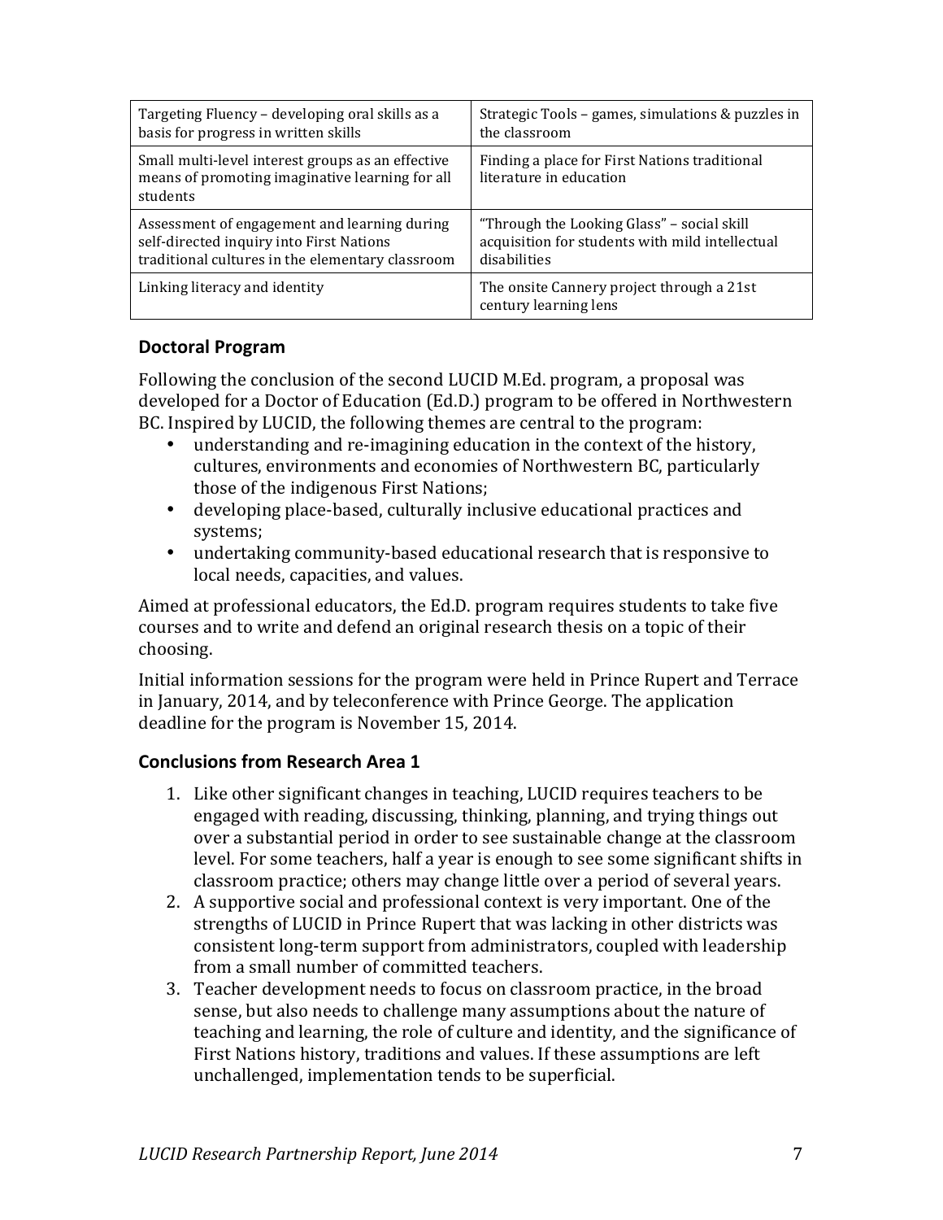| Targeting Fluency – developing oral skills as a basis for progress in written skills | Strategic Tools – games, simulations & puzzles in the classroom |
|---|---|
| Small multi-level interest groups as an effective means of promoting imaginative learning for all students | Finding a place for First Nations traditional literature in education |
| Assessment of engagement and learning during self-directed inquiry into First Nations traditional cultures in the elementary classroom | "Through the Looking Glass" – social skill acquisition for students with mild intellectual disabilities |
| Linking literacy and identity | The onsite Cannery project through a 21st century learning lens |

## Doctoral Program

Following the conclusion of the second LUCID M.Ed. program, a proposal was developed for a Doctor of Education (Ed.D.) program to be offered in Northwestern BC. Inspired by LUCID, the following themes are central to the program:

- understanding and re-imagining education in the context of the history, cultures, environments and economies of Northwestern BC, particularly those of the indigenous First Nations;
- developing place-based, culturally inclusive educational practices and systems;
- undertaking community-based educational research that is responsive to local needs, capacities, and values.

Aimed at professional educators, the Ed.D. program requires students to take five courses and to write and defend an original research thesis on a topic of their choosing.

Initial information sessions for the program were held in Prince Rupert and Terrace in January, 2014, and by teleconference with Prince George. The application deadline for the program is November 15, 2014.

## Conclusions from Research Area 1

1. Like other significant changes in teaching, LUCID requires teachers to be engaged with reading, discussing, thinking, planning, and trying things out over a substantial period in order to see sustainable change at the classroom level. For some teachers, half a year is enough to see some significant shifts in classroom practice; others may change little over a period of several years.
2. A supportive social and professional context is very important. One of the strengths of LUCID in Prince Rupert that was lacking in other districts was consistent long-term support from administrators, coupled with leadership from a small number of committed teachers.
3. Teacher development needs to focus on classroom practice, in the broad sense, but also needs to challenge many assumptions about the nature of teaching and learning, the role of culture and identity, and the significance of First Nations history, traditions and values. If these assumptions are left unchallenged, implementation tends to be superficial.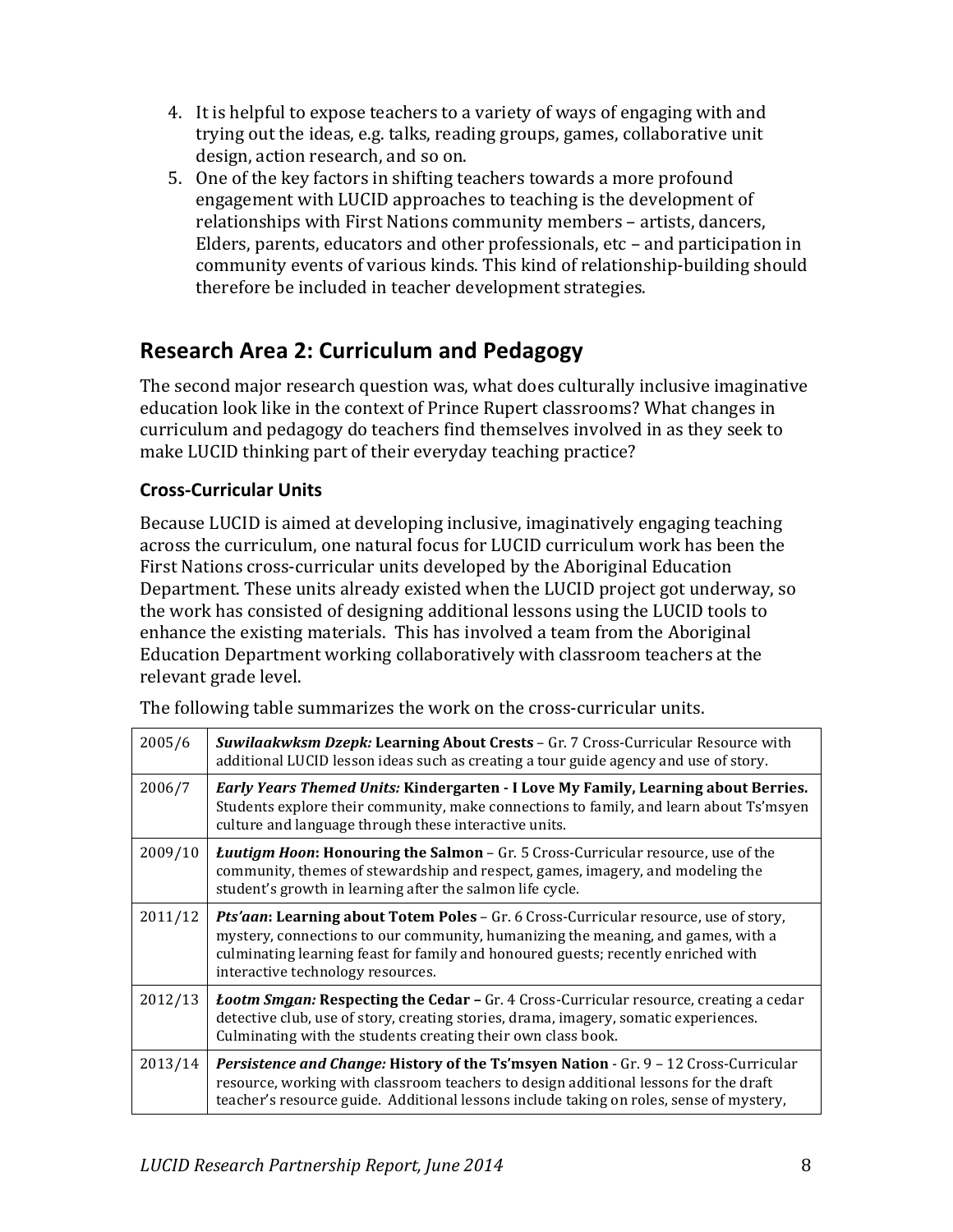4. It is helpful to expose teachers to a variety of ways of engaging with and trying out the ideas, e.g. talks, reading groups, games, collaborative unit design, action research, and so on.
5. One of the key factors in shifting teachers towards a more profound engagement with LUCID approaches to teaching is the development of relationships with First Nations community members – artists, dancers, Elders, parents, educators and other professionals, etc – and participation in community events of various kinds. This kind of relationship-building should therefore be included in teacher development strategies.

## Research Area 2: Curriculum and Pedagogy

The second major research question was, what does culturally inclusive imaginative education look like in the context of Prince Rupert classrooms? What changes in curriculum and pedagogy do teachers find themselves involved in as they seek to make LUCID thinking part of their everyday teaching practice?

### Cross-Curricular Units

Because LUCID is aimed at developing inclusive, imaginatively engaging teaching across the curriculum, one natural focus for LUCID curriculum work has been the First Nations cross-curricular units developed by the Aboriginal Education Department. These units already existed when the LUCID project got underway, so the work has consisted of designing additional lessons using the LUCID tools to enhance the existing materials. This has involved a team from the Aboriginal Education Department working collaboratively with classroom teachers at the relevant grade level.

The following table summarizes the work on the cross-curricular units.

| | |
|---|---|
| 2005/6 | ***Suwilaakwksm Dzepk:* Learning About Crests** – Gr. 7 Cross-Curricular Resource with additional LUCID lesson ideas such as creating a tour guide agency and use of story. |
| 2006/7 | ***Early Years Themed Units:* Kindergarten - I Love My Family, Learning about Berries.** Students explore their community, make connections to family, and learn about Ts'msyen culture and language through these interactive units. |
| 2009/10 | ***Łuutigm Hoon*: Honouring the Salmon** – Gr. 5 Cross-Curricular resource, use of the community, themes of stewardship and respect, games, imagery, and modeling the student's growth in learning after the salmon life cycle. |
| 2011/12 | ***Pts'aan*: Learning about Totem Poles** – Gr. 6 Cross-Curricular resource, use of story, mystery, connections to our community, humanizing the meaning, and games, with a culminating learning feast for family and honoured guests; recently enriched with interactive technology resources. |
| 2012/13 | ***Łootm Smgan:* Respecting the Cedar –** Gr. 4 Cross-Curricular resource, creating a cedar detective club, use of story, creating stories, drama, imagery, somatic experiences. Culminating with the students creating their own class book. |
| 2013/14 | ***Persistence and Change:* History of the Ts'msyen Nation** - Gr. 9 – 12 Cross-Curricular resource, working with classroom teachers to design additional lessons for the draft teacher's resource guide. Additional lessons include taking on roles, sense of mystery, |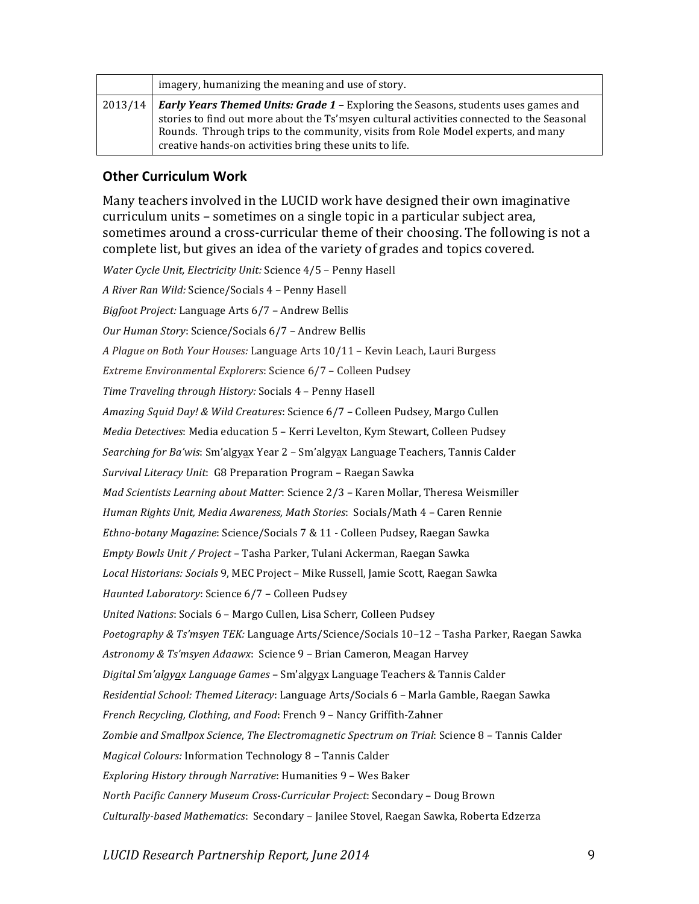| | |
|---|---|
| | imagery, humanizing the meaning and use of story. |
| 2013/14 | ***Early Years Themed Units: Grade 1 –*** Exploring the Seasons, students uses games and stories to find out more about the Ts'msyen cultural activities connected to the Seasonal Rounds. Through trips to the community, visits from Role Model experts, and many creative hands-on activities bring these units to life. |

## Other Curriculum Work

Many teachers involved in the LUCID work have designed their own imaginative curriculum units – sometimes on a single topic in a particular subject area, sometimes around a cross-curricular theme of their choosing. The following is not a complete list, but gives an idea of the variety of grades and topics covered.

*Water Cycle Unit, Electricity Unit:* Science 4/5 – Penny Hasell

*A River Ran Wild:* Science/Socials 4 – Penny Hasell

*Bigfoot Project:* Language Arts 6/7 – Andrew Bellis

*Our Human Story*: Science/Socials 6/7 – Andrew Bellis

*A Plague on Both Your Houses:* Language Arts 10/11 – Kevin Leach, Lauri Burgess

*Extreme Environmental Explorers*: Science 6/7 – Colleen Pudsey

*Time Traveling through History:* Socials 4 – Penny Hasell

*Amazing Squid Day! & Wild Creatures*: Science 6/7 – Colleen Pudsey, Margo Cullen

*Media Detectives*: Media education 5 – Kerri Levelton, Kym Stewart, Colleen Pudsey

*Searching for Ba'wis*: Sm'algya̲x Year 2 – Sm'algya̲x Language Teachers, Tannis Calder

*Survival Literacy Unit*: G8 Preparation Program – Raegan Sawka

*Mad Scientists Learning about Matter*: Science 2/3 – Karen Mollar, Theresa Weismiller

*Human Rights Unit, Media Awareness, Math Stories*: Socials/Math 4 – Caren Rennie

*Ethno-botany Magazine*: Science/Socials 7 & 11 - Colleen Pudsey, Raegan Sawka

*Empty Bowls Unit / Project* – Tasha Parker, Tulani Ackerman, Raegan Sawka

*Local Historians: Socials* 9, MEC Project – Mike Russell, Jamie Scott, Raegan Sawka

*Haunted Laboratory*: Science 6/7 – Colleen Pudsey

*United Nations*: Socials 6 – Margo Cullen, Lisa Scherr, Colleen Pudsey

*Poetography & Ts'msyen TEK:* Language Arts/Science/Socials 10–12 – Tasha Parker, Raegan Sawka

*Astronomy & Ts'msyen Adaawx*: Science 9 – Brian Cameron, Meagan Harvey

*Digital Sm'algya̲x Language Games* – Sm'algya̲x Language Teachers & Tannis Calder

*Residential School: Themed Literacy*: Language Arts/Socials 6 – Marla Gamble, Raegan Sawka

*French Recycling, Clothing, and Food*: French 9 – Nancy Griffith-Zahner

*Zombie and Smallpox Science*, *The Electromagnetic Spectrum on Trial*: Science 8 – Tannis Calder

*Magical Colours:* Information Technology 8 – Tannis Calder

*Exploring History through Narrative*: Humanities 9 – Wes Baker

*North Pacific Cannery Museum Cross-Curricular Project*: Secondary – Doug Brown

*Culturally-based Mathematics*: Secondary – Janilee Stovel, Raegan Sawka, Roberta Edzerza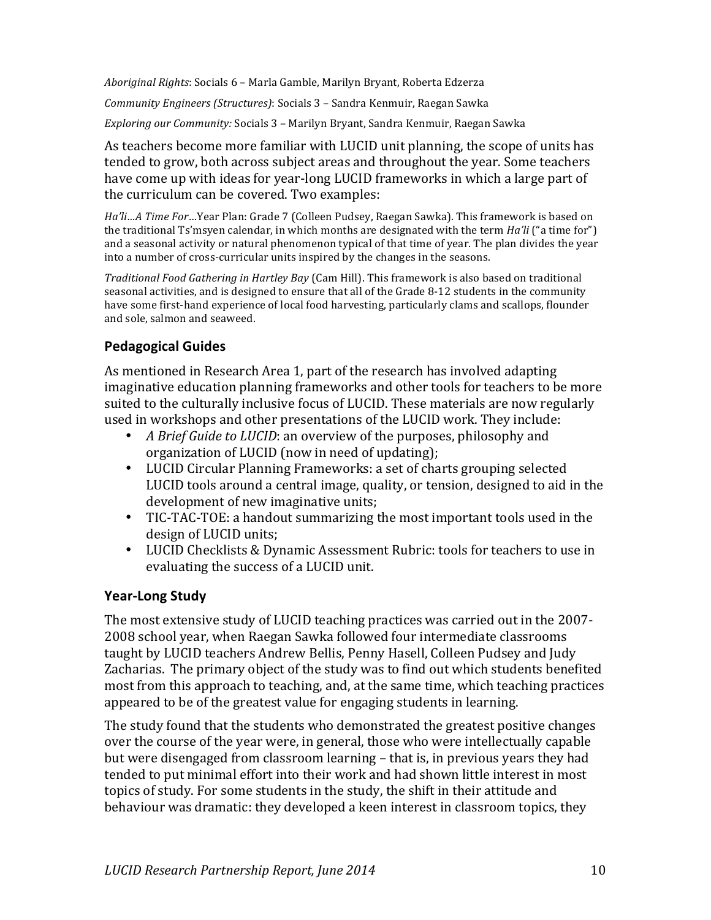*Aboriginal Rights*: Socials 6 – Marla Gamble, Marilyn Bryant, Roberta Edzerza

*Community Engineers (Structures)*: Socials 3 – Sandra Kenmuir, Raegan Sawka

*Exploring our Community:* Socials 3 – Marilyn Bryant, Sandra Kenmuir, Raegan Sawka

As teachers become more familiar with LUCID unit planning, the scope of units has tended to grow, both across subject areas and throughout the year. Some teachers have come up with ideas for year-long LUCID frameworks in which a large part of the curriculum can be covered. Two examples:

*Ha'li…A Time For*…Year Plan: Grade 7 (Colleen Pudsey, Raegan Sawka). This framework is based on the traditional Ts'msyen calendar, in which months are designated with the term *Ha'li* ("a time for") and a seasonal activity or natural phenomenon typical of that time of year. The plan divides the year into a number of cross-curricular units inspired by the changes in the seasons.

*Traditional Food Gathering in Hartley Bay* (Cam Hill). This framework is also based on traditional seasonal activities, and is designed to ensure that all of the Grade 8-12 students in the community have some first-hand experience of local food harvesting, particularly clams and scallops, flounder and sole, salmon and seaweed.

### Pedagogical Guides

As mentioned in Research Area 1, part of the research has involved adapting imaginative education planning frameworks and other tools for teachers to be more suited to the culturally inclusive focus of LUCID. These materials are now regularly used in workshops and other presentations of the LUCID work. They include:

- *A Brief Guide to LUCID*: an overview of the purposes, philosophy and organization of LUCID (now in need of updating);
- LUCID Circular Planning Frameworks: a set of charts grouping selected LUCID tools around a central image, quality, or tension, designed to aid in the development of new imaginative units;
- TIC-TAC-TOE: a handout summarizing the most important tools used in the design of LUCID units;
- LUCID Checklists & Dynamic Assessment Rubric: tools for teachers to use in evaluating the success of a LUCID unit.

### Year-Long Study

The most extensive study of LUCID teaching practices was carried out in the 2007-2008 school year, when Raegan Sawka followed four intermediate classrooms taught by LUCID teachers Andrew Bellis, Penny Hasell, Colleen Pudsey and Judy Zacharias. The primary object of the study was to find out which students benefited most from this approach to teaching, and, at the same time, which teaching practices appeared to be of the greatest value for engaging students in learning.

The study found that the students who demonstrated the greatest positive changes over the course of the year were, in general, those who were intellectually capable but were disengaged from classroom learning – that is, in previous years they had tended to put minimal effort into their work and had shown little interest in most topics of study. For some students in the study, the shift in their attitude and behaviour was dramatic: they developed a keen interest in classroom topics, they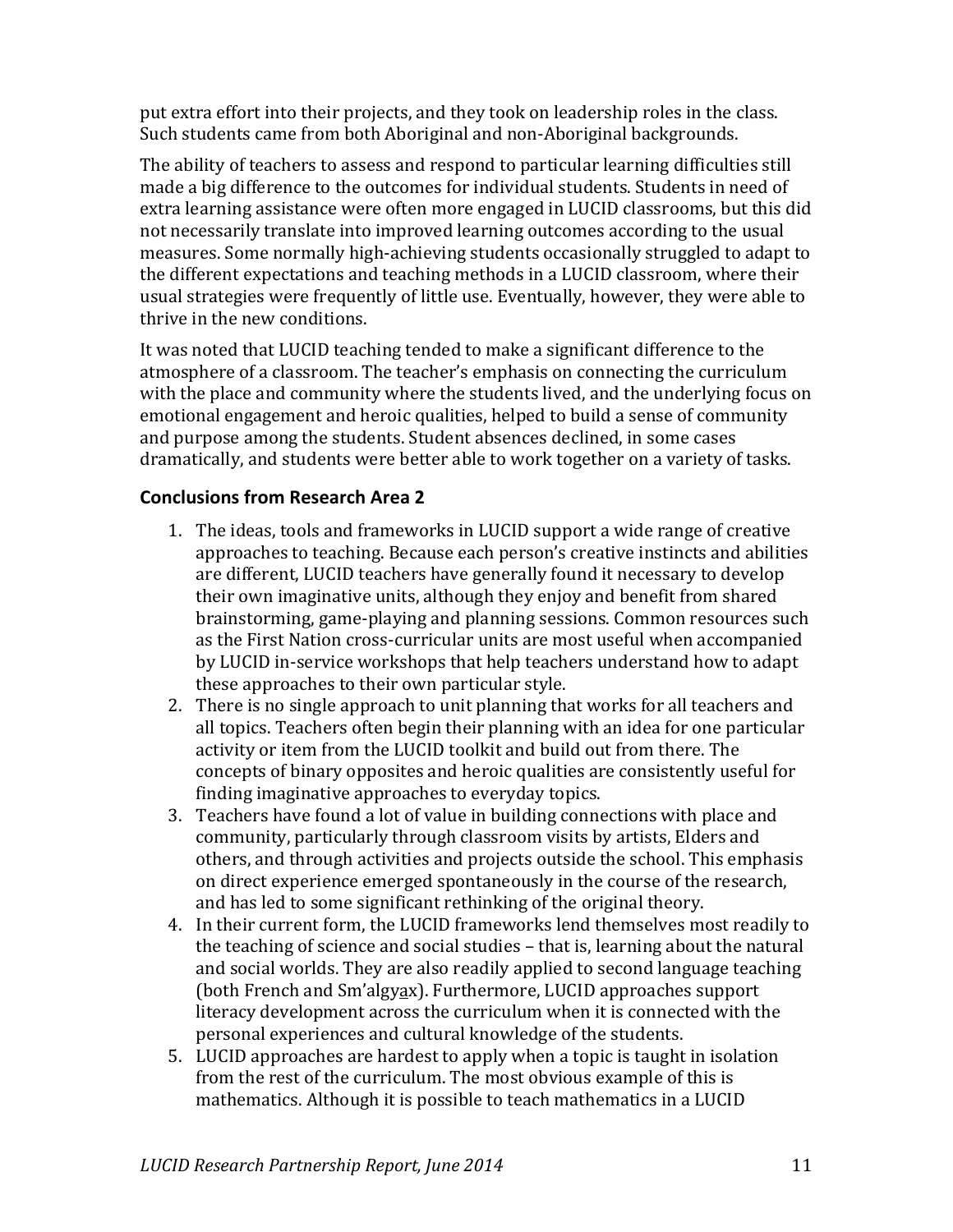put extra effort into their projects, and they took on leadership roles in the class. Such students came from both Aboriginal and non-Aboriginal backgrounds.

The ability of teachers to assess and respond to particular learning difficulties still made a big difference to the outcomes for individual students. Students in need of extra learning assistance were often more engaged in LUCID classrooms, but this did not necessarily translate into improved learning outcomes according to the usual measures. Some normally high-achieving students occasionally struggled to adapt to the different expectations and teaching methods in a LUCID classroom, where their usual strategies were frequently of little use. Eventually, however, they were able to thrive in the new conditions.

It was noted that LUCID teaching tended to make a significant difference to the atmosphere of a classroom. The teacher's emphasis on connecting the curriculum with the place and community where the students lived, and the underlying focus on emotional engagement and heroic qualities, helped to build a sense of community and purpose among the students. Student absences declined, in some cases dramatically, and students were better able to work together on a variety of tasks.

### Conclusions from Research Area 2

1. The ideas, tools and frameworks in LUCID support a wide range of creative approaches to teaching. Because each person's creative instincts and abilities are different, LUCID teachers have generally found it necessary to develop their own imaginative units, although they enjoy and benefit from shared brainstorming, game-playing and planning sessions. Common resources such as the First Nation cross-curricular units are most useful when accompanied by LUCID in-service workshops that help teachers understand how to adapt these approaches to their own particular style.
2. There is no single approach to unit planning that works for all teachers and all topics. Teachers often begin their planning with an idea for one particular activity or item from the LUCID toolkit and build out from there. The concepts of binary opposites and heroic qualities are consistently useful for finding imaginative approaches to everyday topics.
3. Teachers have found a lot of value in building connections with place and community, particularly through classroom visits by artists, Elders and others, and through activities and projects outside the school. This emphasis on direct experience emerged spontaneously in the course of the research, and has led to some significant rethinking of the original theory.
4. In their current form, the LUCID frameworks lend themselves most readily to the teaching of science and social studies – that is, learning about the natural and social worlds. They are also readily applied to second language teaching (both French and Sm'algyax). Furthermore, LUCID approaches support literacy development across the curriculum when it is connected with the personal experiences and cultural knowledge of the students.
5. LUCID approaches are hardest to apply when a topic is taught in isolation from the rest of the curriculum. The most obvious example of this is mathematics. Although it is possible to teach mathematics in a LUCID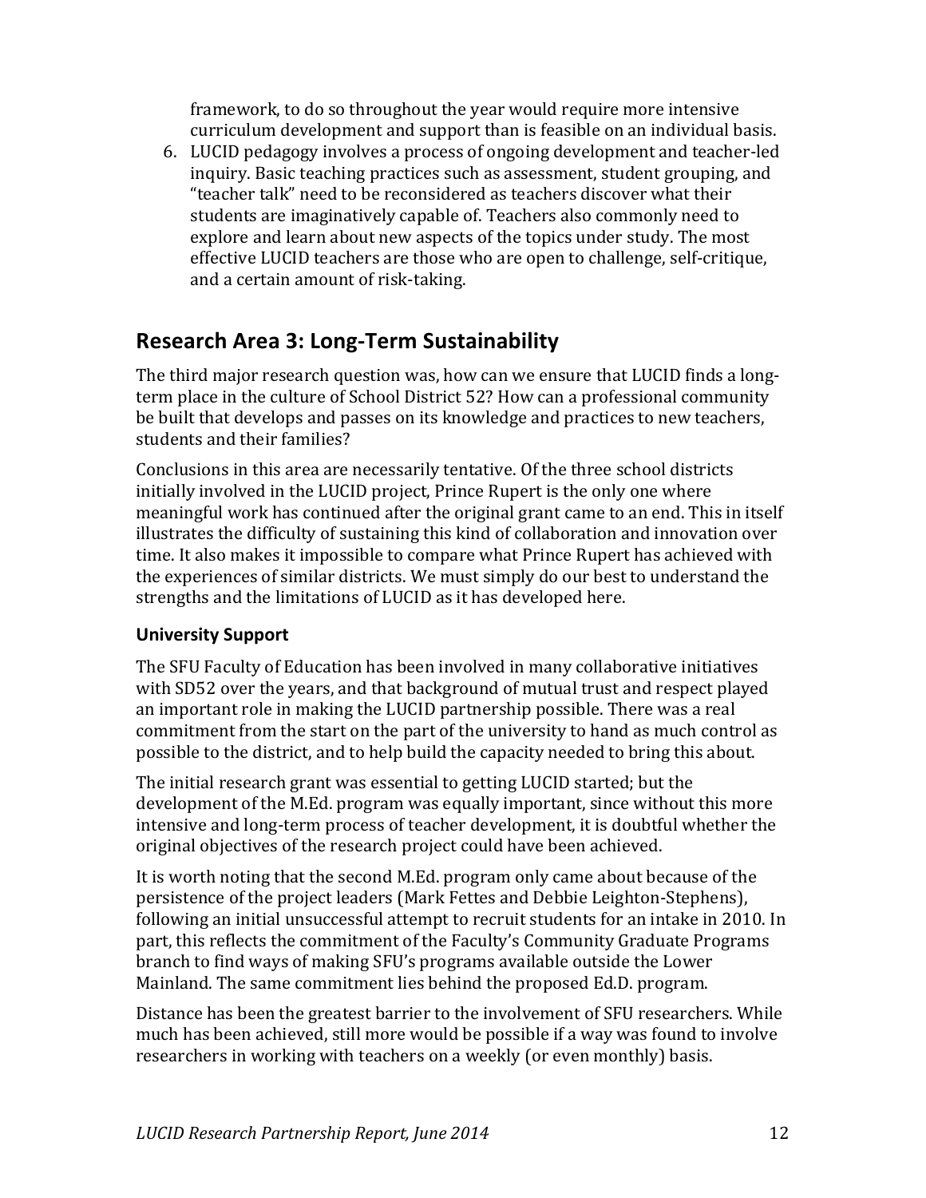framework, to do so throughout the year would require more intensive curriculum development and support than is feasible on an individual basis.

6. LUCID pedagogy involves a process of ongoing development and teacher-led inquiry. Basic teaching practices such as assessment, student grouping, and "teacher talk" need to be reconsidered as teachers discover what their students are imaginatively capable of. Teachers also commonly need to explore and learn about new aspects of the topics under study. The most effective LUCID teachers are those who are open to challenge, self-critique, and a certain amount of risk-taking.

## Research Area 3: Long-Term Sustainability

The third major research question was, how can we ensure that LUCID finds a long-term place in the culture of School District 52? How can a professional community be built that develops and passes on its knowledge and practices to new teachers, students and their families?

Conclusions in this area are necessarily tentative. Of the three school districts initially involved in the LUCID project, Prince Rupert is the only one where meaningful work has continued after the original grant came to an end. This in itself illustrates the difficulty of sustaining this kind of collaboration and innovation over time. It also makes it impossible to compare what Prince Rupert has achieved with the experiences of similar districts. We must simply do our best to understand the strengths and the limitations of LUCID as it has developed here.

### University Support

The SFU Faculty of Education has been involved in many collaborative initiatives with SD52 over the years, and that background of mutual trust and respect played an important role in making the LUCID partnership possible. There was a real commitment from the start on the part of the university to hand as much control as possible to the district, and to help build the capacity needed to bring this about.

The initial research grant was essential to getting LUCID started; but the development of the M.Ed. program was equally important, since without this more intensive and long-term process of teacher development, it is doubtful whether the original objectives of the research project could have been achieved.

It is worth noting that the second M.Ed. program only came about because of the persistence of the project leaders (Mark Fettes and Debbie Leighton-Stephens), following an initial unsuccessful attempt to recruit students for an intake in 2010. In part, this reflects the commitment of the Faculty's Community Graduate Programs branch to find ways of making SFU's programs available outside the Lower Mainland. The same commitment lies behind the proposed Ed.D. program.

Distance has been the greatest barrier to the involvement of SFU researchers. While much has been achieved, still more would be possible if a way was found to involve researchers in working with teachers on a weekly (or even monthly) basis.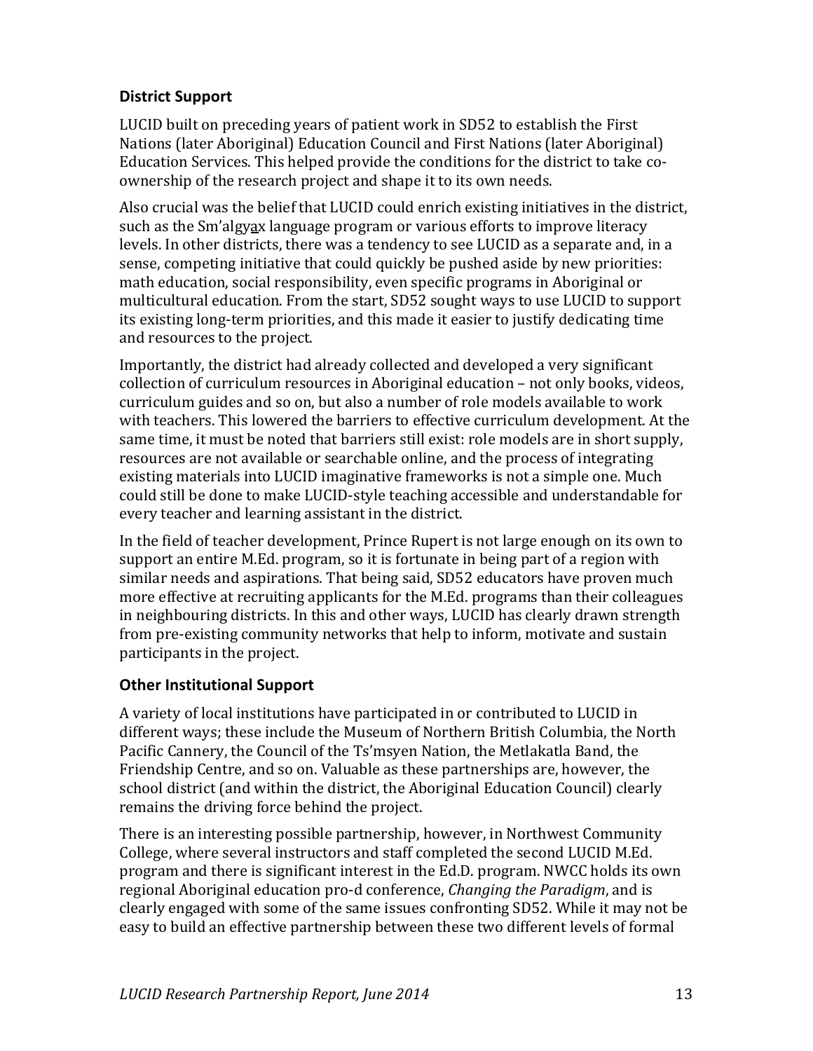## District Support

LUCID built on preceding years of patient work in SD52 to establish the First Nations (later Aboriginal) Education Council and First Nations (later Aboriginal) Education Services. This helped provide the conditions for the district to take co-ownership of the research project and shape it to its own needs.

Also crucial was the belief that LUCID could enrich existing initiatives in the district, such as the Sm'algyax language program or various efforts to improve literacy levels. In other districts, there was a tendency to see LUCID as a separate and, in a sense, competing initiative that could quickly be pushed aside by new priorities: math education, social responsibility, even specific programs in Aboriginal or multicultural education. From the start, SD52 sought ways to use LUCID to support its existing long-term priorities, and this made it easier to justify dedicating time and resources to the project.

Importantly, the district had already collected and developed a very significant collection of curriculum resources in Aboriginal education – not only books, videos, curriculum guides and so on, but also a number of role models available to work with teachers. This lowered the barriers to effective curriculum development. At the same time, it must be noted that barriers still exist: role models are in short supply, resources are not available or searchable online, and the process of integrating existing materials into LUCID imaginative frameworks is not a simple one. Much could still be done to make LUCID-style teaching accessible and understandable for every teacher and learning assistant in the district.

In the field of teacher development, Prince Rupert is not large enough on its own to support an entire M.Ed. program, so it is fortunate in being part of a region with similar needs and aspirations. That being said, SD52 educators have proven much more effective at recruiting applicants for the M.Ed. programs than their colleagues in neighbouring districts. In this and other ways, LUCID has clearly drawn strength from pre-existing community networks that help to inform, motivate and sustain participants in the project.

## Other Institutional Support

A variety of local institutions have participated in or contributed to LUCID in different ways; these include the Museum of Northern British Columbia, the North Pacific Cannery, the Council of the Ts'msyen Nation, the Metlakatla Band, the Friendship Centre, and so on. Valuable as these partnerships are, however, the school district (and within the district, the Aboriginal Education Council) clearly remains the driving force behind the project.

There is an interesting possible partnership, however, in Northwest Community College, where several instructors and staff completed the second LUCID M.Ed. program and there is significant interest in the Ed.D. program. NWCC holds its own regional Aboriginal education pro-d conference, *Changing the Paradigm*, and is clearly engaged with some of the same issues confronting SD52. While it may not be easy to build an effective partnership between these two different levels of formal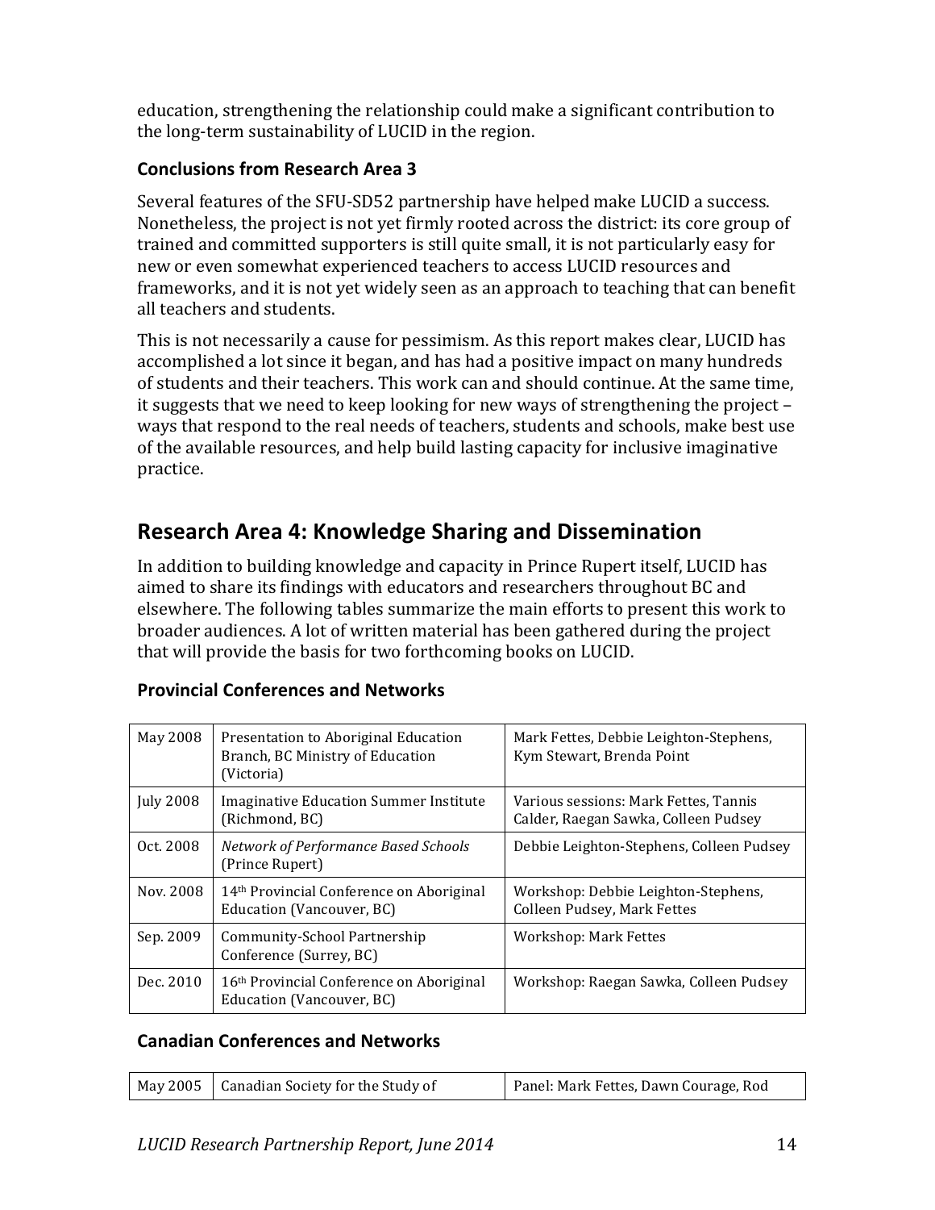education, strengthening the relationship could make a significant contribution to the long-term sustainability of LUCID in the region.

### Conclusions from Research Area 3

Several features of the SFU-SD52 partnership have helped make LUCID a success. Nonetheless, the project is not yet firmly rooted across the district: its core group of trained and committed supporters is still quite small, it is not particularly easy for new or even somewhat experienced teachers to access LUCID resources and frameworks, and it is not yet widely seen as an approach to teaching that can benefit all teachers and students.

This is not necessarily a cause for pessimism. As this report makes clear, LUCID has accomplished a lot since it began, and has had a positive impact on many hundreds of students and their teachers. This work can and should continue. At the same time, it suggests that we need to keep looking for new ways of strengthening the project – ways that respond to the real needs of teachers, students and schools, make best use of the available resources, and help build lasting capacity for inclusive imaginative practice.

## Research Area 4: Knowledge Sharing and Dissemination

In addition to building knowledge and capacity in Prince Rupert itself, LUCID has aimed to share its findings with educators and researchers throughout BC and elsewhere. The following tables summarize the main efforts to present this work to broader audiences. A lot of written material has been gathered during the project that will provide the basis for two forthcoming books on LUCID.

### Provincial Conferences and Networks

| | | |
|---|---|---|
| May 2008 | Presentation to Aboriginal Education Branch, BC Ministry of Education (Victoria) | Mark Fettes, Debbie Leighton-Stephens, Kym Stewart, Brenda Point |
| July 2008 | Imaginative Education Summer Institute (Richmond, BC) | Various sessions: Mark Fettes, Tannis Calder, Raegan Sawka, Colleen Pudsey |
| Oct. 2008 | *Network of Performance Based Schools* (Prince Rupert) | Debbie Leighton-Stephens, Colleen Pudsey |
| Nov. 2008 | 14th Provincial Conference on Aboriginal Education (Vancouver, BC) | Workshop: Debbie Leighton-Stephens, Colleen Pudsey, Mark Fettes |
| Sep. 2009 | Community-School Partnership Conference (Surrey, BC) | Workshop: Mark Fettes |
| Dec. 2010 | 16th Provincial Conference on Aboriginal Education (Vancouver, BC) | Workshop: Raegan Sawka, Colleen Pudsey |

### Canadian Conferences and Networks

| | | |
|---|---|---|
| May 2005 | Canadian Society for the Study of | Panel: Mark Fettes, Dawn Courage, Rod |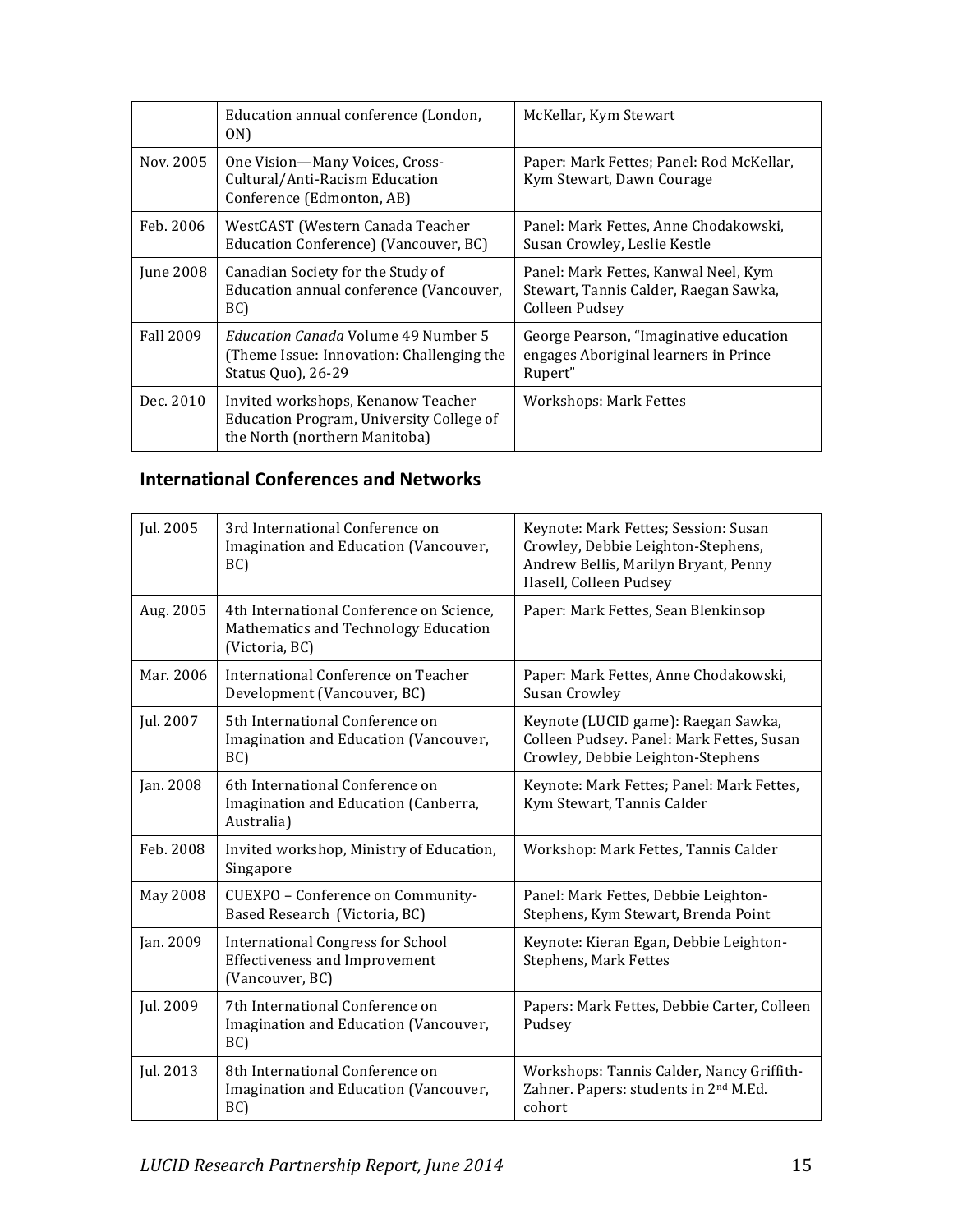| | | |
|---|---|---|
| | Education annual conference (London, ON) | McKellar, Kym Stewart |
| Nov. 2005 | One Vision—Many Voices, Cross-Cultural/Anti-Racism Education Conference (Edmonton, AB) | Paper: Mark Fettes; Panel: Rod McKellar, Kym Stewart, Dawn Courage |
| Feb. 2006 | WestCAST (Western Canada Teacher Education Conference) (Vancouver, BC) | Panel: Mark Fettes, Anne Chodakowski, Susan Crowley, Leslie Kestle |
| June 2008 | Canadian Society for the Study of Education annual conference (Vancouver, BC) | Panel: Mark Fettes, Kanwal Neel, Kym Stewart, Tannis Calder, Raegan Sawka, Colleen Pudsey |
| Fall 2009 | *Education Canada* Volume 49 Number 5 (Theme Issue: Innovation: Challenging the Status Quo), 26-29 | George Pearson, "Imaginative education engages Aboriginal learners in Prince Rupert" |
| Dec. 2010 | Invited workshops, Kenanow Teacher Education Program, University College of the North (northern Manitoba) | Workshops: Mark Fettes |

## International Conferences and Networks

| | | |
|---|---|---|
| Jul. 2005 | 3rd International Conference on Imagination and Education (Vancouver, BC) | Keynote: Mark Fettes; Session: Susan Crowley, Debbie Leighton-Stephens, Andrew Bellis, Marilyn Bryant, Penny Hasell, Colleen Pudsey |
| Aug. 2005 | 4th International Conference on Science, Mathematics and Technology Education (Victoria, BC) | Paper: Mark Fettes, Sean Blenkinsop |
| Mar. 2006 | International Conference on Teacher Development (Vancouver, BC) | Paper: Mark Fettes, Anne Chodakowski, Susan Crowley |
| Jul. 2007 | 5th International Conference on Imagination and Education (Vancouver, BC) | Keynote (LUCID game): Raegan Sawka, Colleen Pudsey. Panel: Mark Fettes, Susan Crowley, Debbie Leighton-Stephens |
| Jan. 2008 | 6th International Conference on Imagination and Education (Canberra, Australia) | Keynote: Mark Fettes; Panel: Mark Fettes, Kym Stewart, Tannis Calder |
| Feb. 2008 | Invited workshop, Ministry of Education, Singapore | Workshop: Mark Fettes, Tannis Calder |
| May 2008 | CUEXPO – Conference on Community-Based Research (Victoria, BC) | Panel: Mark Fettes, Debbie Leighton-Stephens, Kym Stewart, Brenda Point |
| Jan. 2009 | International Congress for School Effectiveness and Improvement (Vancouver, BC) | Keynote: Kieran Egan, Debbie Leighton-Stephens, Mark Fettes |
| Jul. 2009 | 7th International Conference on Imagination and Education (Vancouver, BC) | Papers: Mark Fettes, Debbie Carter, Colleen Pudsey |
| Jul. 2013 | 8th International Conference on Imagination and Education (Vancouver, BC) | Workshops: Tannis Calder, Nancy Griffith-Zahner. Papers: students in 2nd M.Ed. cohort |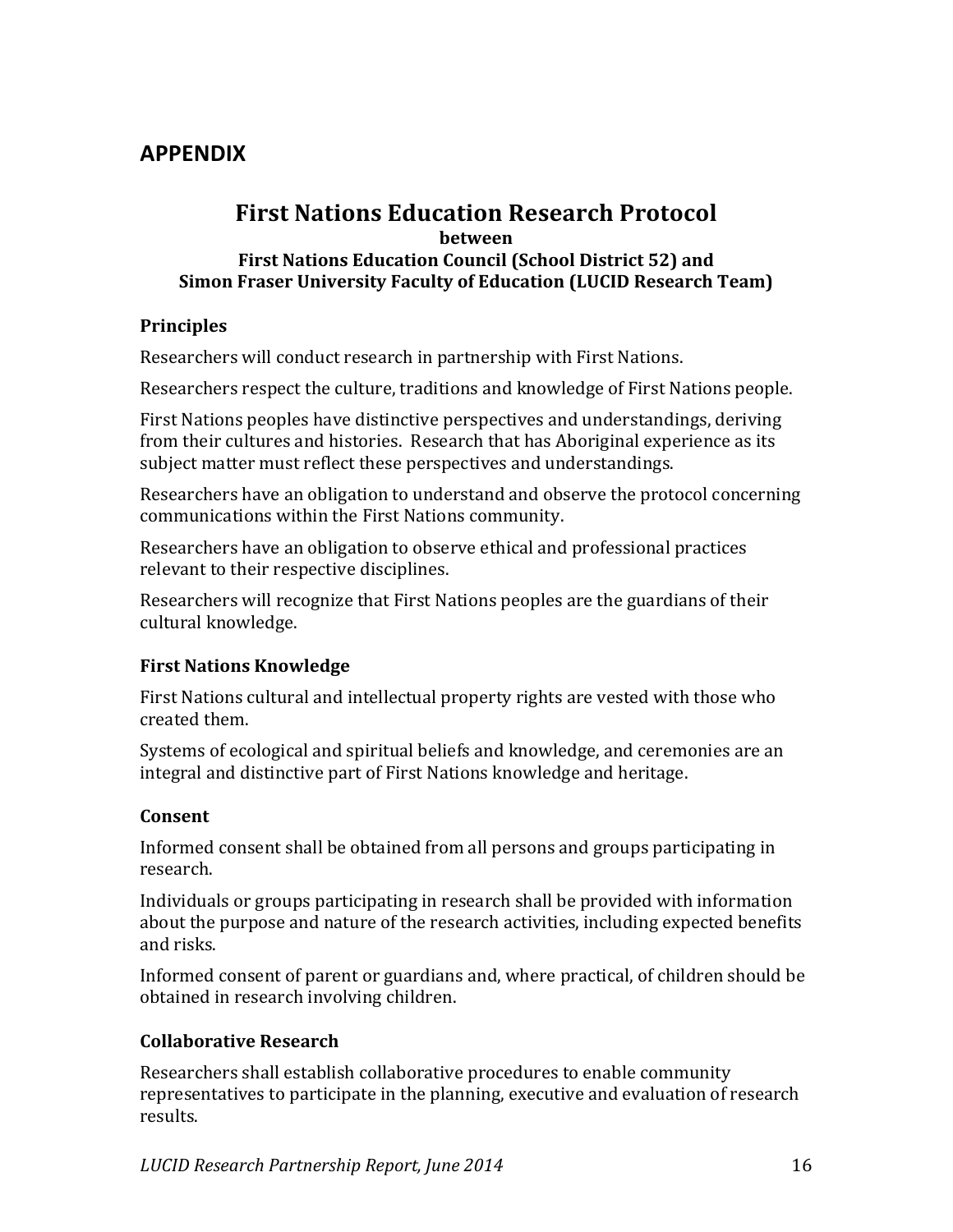## APPENDIX

# First Nations Education Research Protocol

**between**

**First Nations Education Council (School District 52) and**
**Simon Fraser University Faculty of Education (LUCID Research Team)**

### Principles

Researchers will conduct research in partnership with First Nations.

Researchers respect the culture, traditions and knowledge of First Nations people.

First Nations peoples have distinctive perspectives and understandings, deriving from their cultures and histories. Research that has Aboriginal experience as its subject matter must reflect these perspectives and understandings.

Researchers have an obligation to understand and observe the protocol concerning communications within the First Nations community.

Researchers have an obligation to observe ethical and professional practices relevant to their respective disciplines.

Researchers will recognize that First Nations peoples are the guardians of their cultural knowledge.

### First Nations Knowledge

First Nations cultural and intellectual property rights are vested with those who created them.

Systems of ecological and spiritual beliefs and knowledge, and ceremonies are an integral and distinctive part of First Nations knowledge and heritage.

### Consent

Informed consent shall be obtained from all persons and groups participating in research.

Individuals or groups participating in research shall be provided with information about the purpose and nature of the research activities, including expected benefits and risks.

Informed consent of parent or guardians and, where practical, of children should be obtained in research involving children.

### Collaborative Research

Researchers shall establish collaborative procedures to enable community representatives to participate in the planning, executive and evaluation of research results.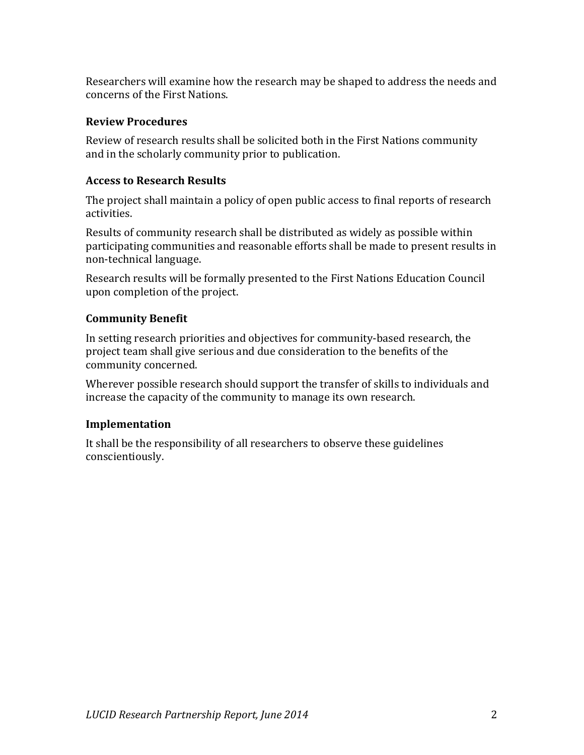Researchers will examine how the research may be shaped to address the needs and concerns of the First Nations.

### Review Procedures

Review of research results shall be solicited both in the First Nations community and in the scholarly community prior to publication.

### Access to Research Results

The project shall maintain a policy of open public access to final reports of research activities.

Results of community research shall be distributed as widely as possible within participating communities and reasonable efforts shall be made to present results in non-technical language.

Research results will be formally presented to the First Nations Education Council upon completion of the project.

### Community Benefit

In setting research priorities and objectives for community-based research, the project team shall give serious and due consideration to the benefits of the community concerned.

Wherever possible research should support the transfer of skills to individuals and increase the capacity of the community to manage its own research.

### Implementation

It shall be the responsibility of all researchers to observe these guidelines conscientiously.